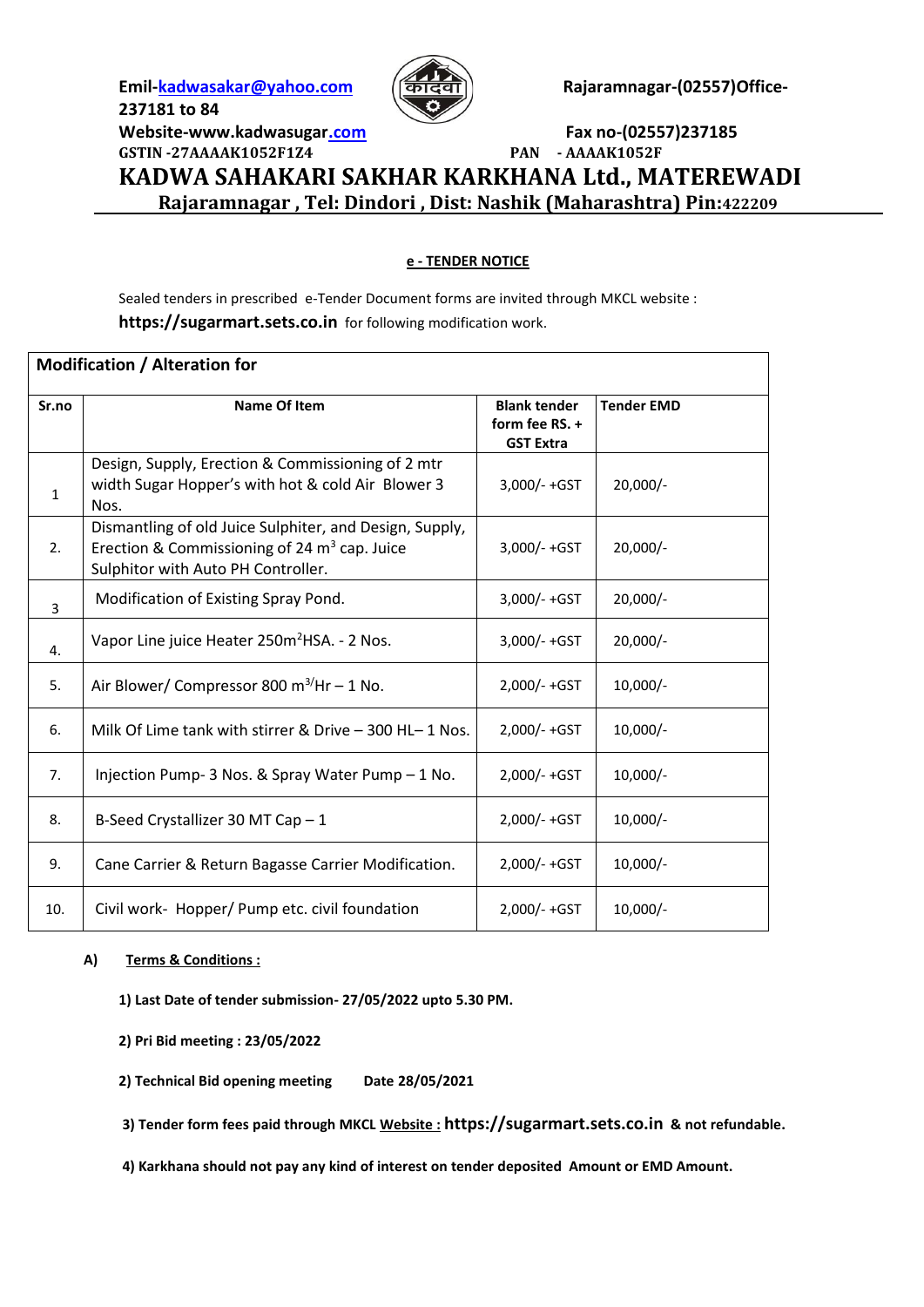Emil-kadwasakar@yahoo.com Rajaramnagar-(02557)Office-237181 to 84

Website-www.kadwasugar.com Fax no-(02557)237185

GSTIN -27AAAAK1052F1Z4 PAN - AAAAK1052F

# KADWA SAHAKARI SAKHAR KARKHANA Ltd., MATEREWADI

## Rajaramnagar , Tel: Dindori , Dist: Nashik (Maharashtra) Pin:422209

**e - TENDER NOTICE**

Sealed tenders in prescribed e-Tender Document forms are invited through MKCL website : **https://sugarmart.sets.co.in** for following modification work.

| Modification / Alteration for | | | |
|---|---|---|---|
| **Sr.no** | **Name Of Item** | **Blank tender form fee RS. + GST Extra** | **Tender EMD** |
| 1 | Design, Supply, Erection & Commissioning of 2 mtr width Sugar Hopper's with hot & cold Air Blower 3 Nos. | 3,000/- +GST | 20,000/- |
| 2. | Dismantling of old Juice Sulphiter, and Design, Supply, Erection & Commissioning of 24 $m^3$ cap. Juice Sulphitor with Auto PH Controller. | 3,000/- +GST | 20,000/- |
| 3 | Modification of Existing Spray Pond. | 3,000/- +GST | 20,000/- |
| 4. | Vapor Line juice Heater 250$m^2$HSA. - 2 Nos. | 3,000/- +GST | 20,000/- |
| 5. | Air Blower/ Compressor 800 $m^{3/}$Hr – 1 No. | 2,000/- +GST | 10,000/- |
| 6. | Milk Of Lime tank with stirrer & Drive – 300 HL– 1 Nos. | 2,000/- +GST | 10,000/- |
| 7. | Injection Pump- 3 Nos. & Spray Water Pump – 1 No. | 2,000/- +GST | 10,000/- |
| 8. | B-Seed Crystallizer 30 MT Cap – 1 | 2,000/- +GST | 10,000/- |
| 9. | Cane Carrier & Return Bagasse Carrier Modification. | 2,000/- +GST | 10,000/- |
| 10. | Civil work- Hopper/ Pump etc. civil foundation | 2,000/- +GST | 10,000/- |

**A) Terms & Conditions :**

**1) Last Date of tender submission- 27/05/2022 upto 5.30 PM.**

**2) Pri Bid meeting : 23/05/2022**

**2) Technical Bid opening meeting Date 28/05/2021**

**3) Tender form fees paid through MKCL Website : https://sugarmart.sets.co.in & not refundable.**

**4) Karkhana should not pay any kind of interest on tender deposited Amount or EMD Amount.**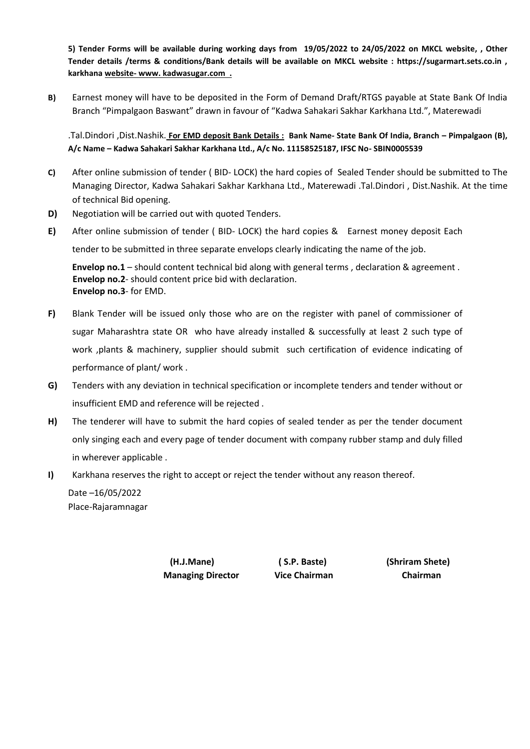**5) Tender Forms will be available during working days from 19/05/2022 to 24/05/2022 on MKCL website, , Other Tender details /terms & conditions/Bank details will be available on MKCL website : https://sugarmart.sets.co.in , karkhana website- www. kadwasugar.com .**

**B)** Earnest money will have to be deposited in the Form of Demand Draft/RTGS payable at State Bank Of India Branch "Pimpalgaon Baswant" drawn in favour of "Kadwa Sahakari Sakhar Karkhana Ltd.", Materewadi

.Tal.Dindori ,Dist.Nashik. **For EMD deposit Bank Details : Bank Name- State Bank Of India, Branch – Pimpalgaon (B), A/c Name – Kadwa Sahakari Sakhar Karkhana Ltd., A/c No. 11158525187, IFSC No- SBIN0005539**

**C)** After online submission of tender ( BID- LOCK) the hard copies of Sealed Tender should be submitted to The Managing Director, Kadwa Sahakari Sakhar Karkhana Ltd., Materewadi .Tal.Dindori , Dist.Nashik. At the time of technical Bid opening.

**D)** Negotiation will be carried out with quoted Tenders.

**E)** After online submission of tender ( BID- LOCK) the hard copies & Earnest money deposit Each tender to be submitted in three separate envelops clearly indicating the name of the job.

**Envelop no.1** – should content technical bid along with general terms , declaration & agreement .
**Envelop no.2**- should content price bid with declaration.
**Envelop no.3**- for EMD.

**F)** Blank Tender will be issued only those who are on the register with panel of commissioner of sugar Maharashtra state OR who have already installed & successfully at least 2 such type of work ,plants & machinery, supplier should submit such certification of evidence indicating of performance of plant/ work .

**G)** Tenders with any deviation in technical specification or incomplete tenders and tender without or insufficient EMD and reference will be rejected .

**H)** The tenderer will have to submit the hard copies of sealed tender as per the tender document only singing each and every page of tender document with company rubber stamp and duly filled in wherever applicable .

**I)** Karkhana reserves the right to accept or reject the tender without any reason thereof.

Date –16/05/2022
Place-Rajaramnagar

| | | |
|---|---|---|
| **(H.J.Mane)** | **( S.P. Baste)** | **(Shriram Shete)** |
| **Managing Director** | **Vice Chairman** | **Chairman** |